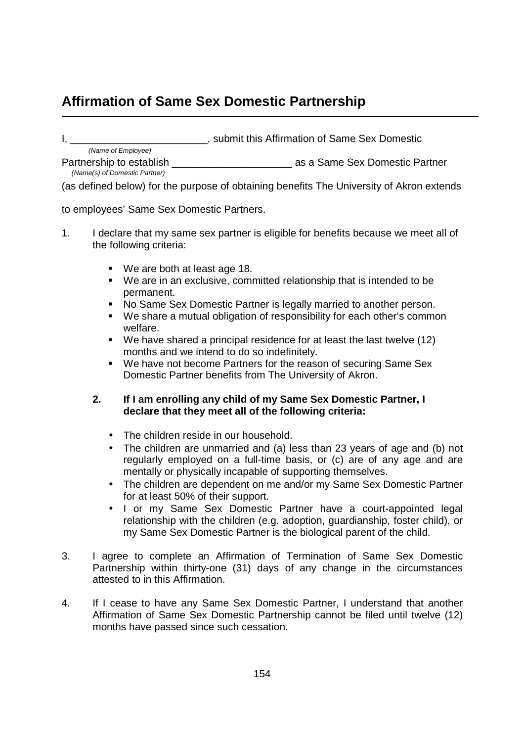## Affirmation of Same Sex Domestic Partnership

I, ________________________, submit this Affirmation of Same Sex Domestic
*(Name of Employee)*
Partnership to establish _____________________ as a Same Sex Domestic Partner
*(Name(s) of Domestic Partner)*
(as defined below) for the purpose of obtaining benefits The University of Akron extends to employees' Same Sex Domestic Partners.

1. I declare that my same sex partner is eligible for benefits because we meet all of the following criteria:

   - We are both at least age 18.
   - We are in an exclusive, committed relationship that is intended to be permanent.
   - No Same Sex Domestic Partner is legally married to another person.
   - We share a mutual obligation of responsibility for each other's common welfare.
   - We have shared a principal residence for at least the last twelve (12) months and we intend to do so indefinitely.
   - We have not become Partners for the reason of securing Same Sex Domestic Partner benefits from The University of Akron.

2. **If I am enrolling any child of my Same Sex Domestic Partner, I declare that they meet all of the following criteria:**

   - The children reside in our household.
   - The children are unmarried and (a) less than 23 years of age and (b) not regularly employed on a full-time basis, or (c) are of any age and are mentally or physically incapable of supporting themselves.
   - The children are dependent on me and/or my Same Sex Domestic Partner for at least 50% of their support.
   - I or my Same Sex Domestic Partner have a court-appointed legal relationship with the children (e.g. adoption, guardianship, foster child), or my Same Sex Domestic Partner is the biological parent of the child.

3. I agree to complete an Affirmation of Termination of Same Sex Domestic Partnership within thirty-one (31) days of any change in the circumstances attested to in this Affirmation.

4. If I cease to have any Same Sex Domestic Partner, I understand that another Affirmation of Same Sex Domestic Partnership cannot be filed until twelve (12) months have passed since such cessation.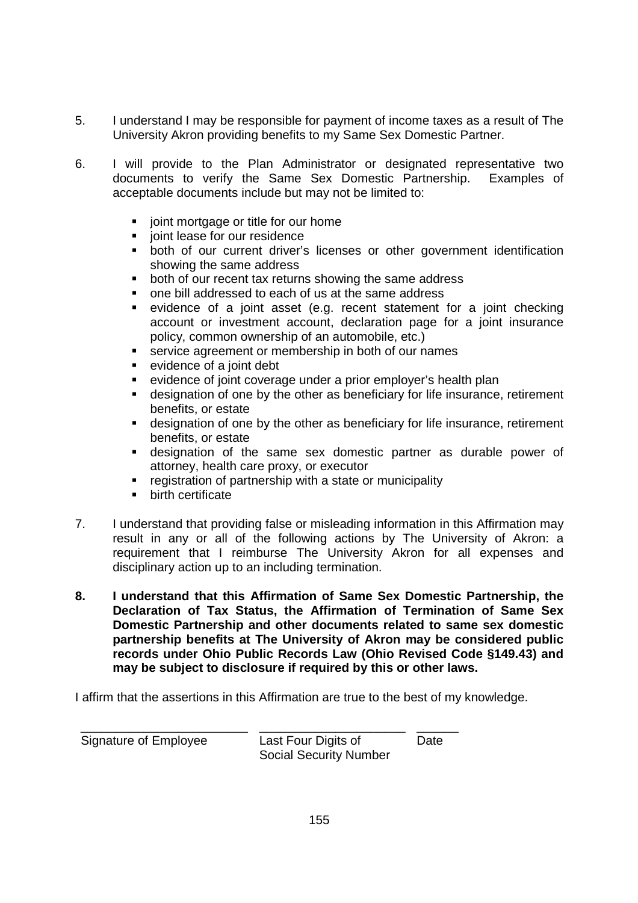5. I understand I may be responsible for payment of income taxes as a result of The University Akron providing benefits to my Same Sex Domestic Partner.

6. I will provide to the Plan Administrator or designated representative two documents to verify the Same Sex Domestic Partnership. Examples of acceptable documents include but may not be limited to:

   - joint mortgage or title for our home
   - joint lease for our residence
   - both of our current driver's licenses or other government identification showing the same address
   - both of our recent tax returns showing the same address
   - one bill addressed to each of us at the same address
   - evidence of a joint asset (e.g. recent statement for a joint checking account or investment account, declaration page for a joint insurance policy, common ownership of an automobile, etc.)
   - service agreement or membership in both of our names
   - evidence of a joint debt
   - evidence of joint coverage under a prior employer's health plan
   - designation of one by the other as beneficiary for life insurance, retirement benefits, or estate
   - designation of one by the other as beneficiary for life insurance, retirement benefits, or estate
   - designation of the same sex domestic partner as durable power of attorney, health care proxy, or executor
   - registration of partnership with a state or municipality
   - birth certificate

7. I understand that providing false or misleading information in this Affirmation may result in any or all of the following actions by The University of Akron: a requirement that I reimburse The University Akron for all expenses and disciplinary action up to an including termination.

**8. I understand that this Affirmation of Same Sex Domestic Partnership, the Declaration of Tax Status, the Affirmation of Termination of Same Sex Domestic Partnership and other documents related to same sex domestic partnership benefits at The University of Akron may be considered public records under Ohio Public Records Law (Ohio Revised Code §149.43) and may be subject to disclosure if required by this or other laws.**

I affirm that the assertions in this Affirmation are true to the best of my knowledge.

| | | |
|---|---|---|
| ________________________ | ____________________ | ______ |
| Signature of Employee | Last Four Digits of Social Security Number | Date |